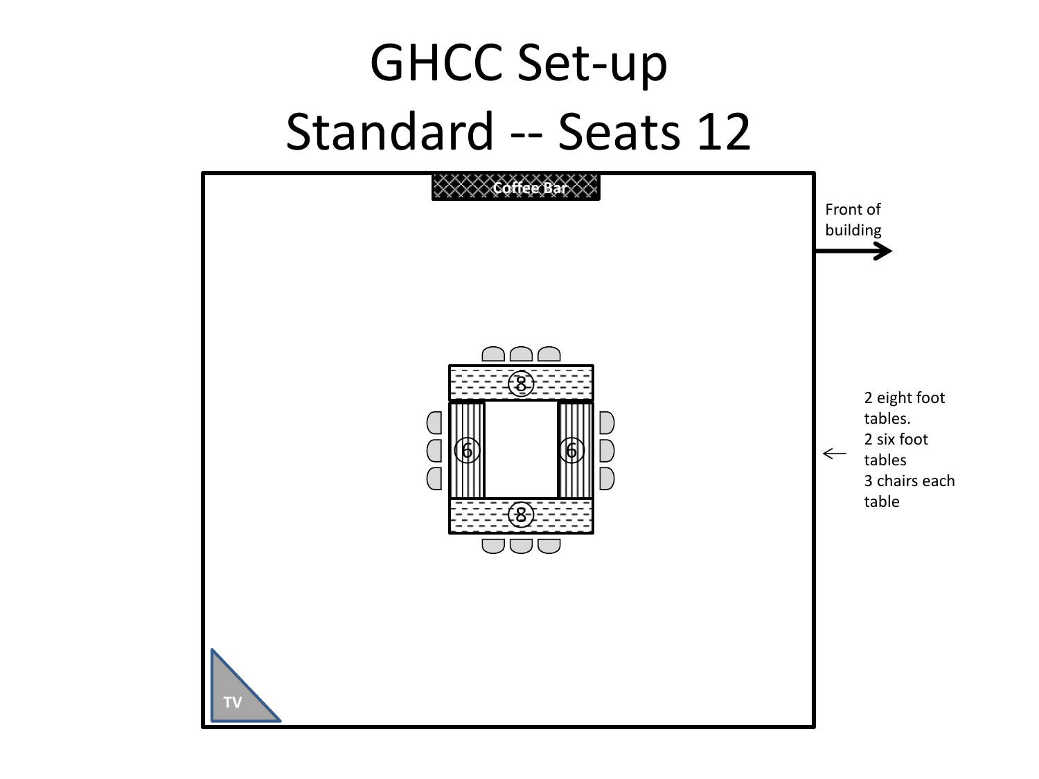# GHCC Set-up
# Standard -- Seats 12

Coffee Bar

Front of building

8

6

6

8

2 eight foot tables.
2 six foot tables
3 chairs each table

TV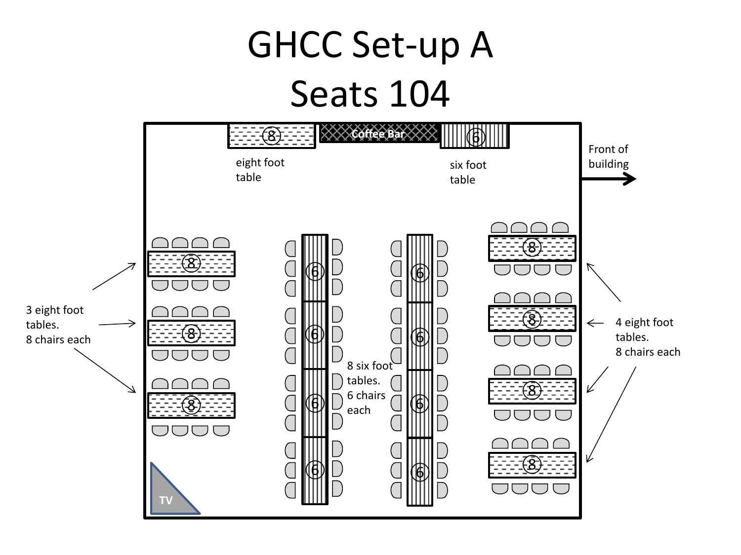# GHCC Set-up A

# Seats 104

Coffee Bar

eight foot table

six foot table

Front of building

3 eight foot tables.
8 chairs each

8 six foot tables.
6 chairs each

4 eight foot tables.
8 chairs each

TV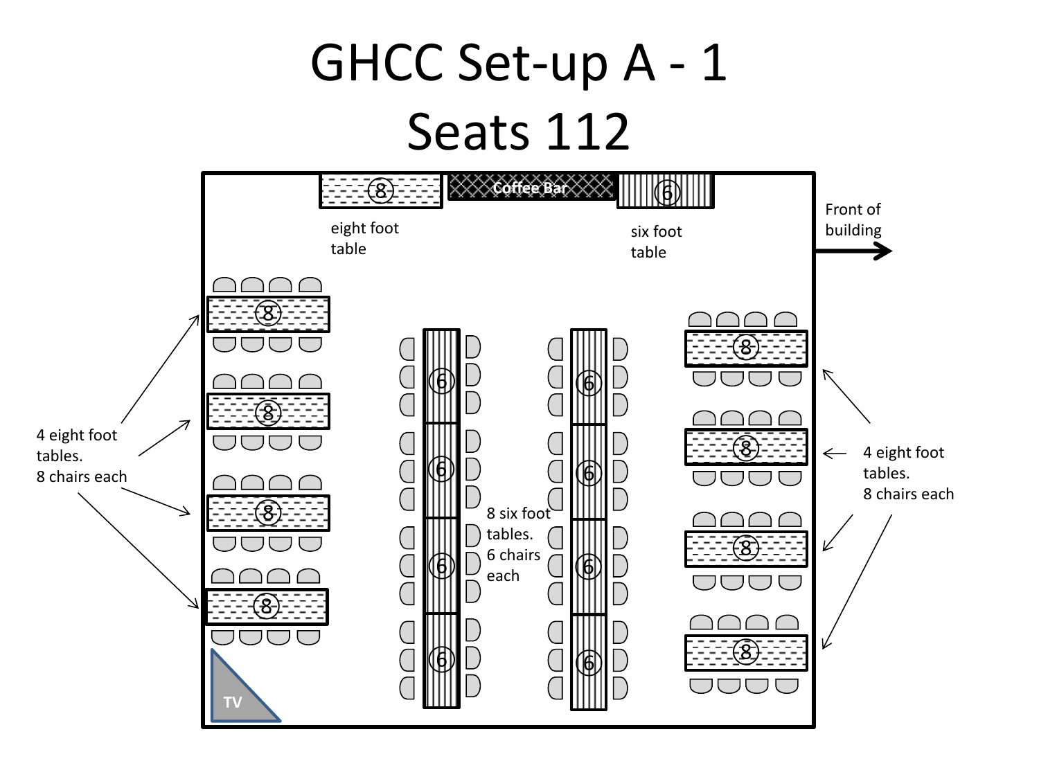# GHCC Set-up A - 1

# Seats 112

Coffee Bar

8

eight foot table

6

six foot table

Front of building

4 eight foot tables.
8 chairs each

8 six foot tables.
6 chairs each

4 eight foot tables.
8 chairs each

TV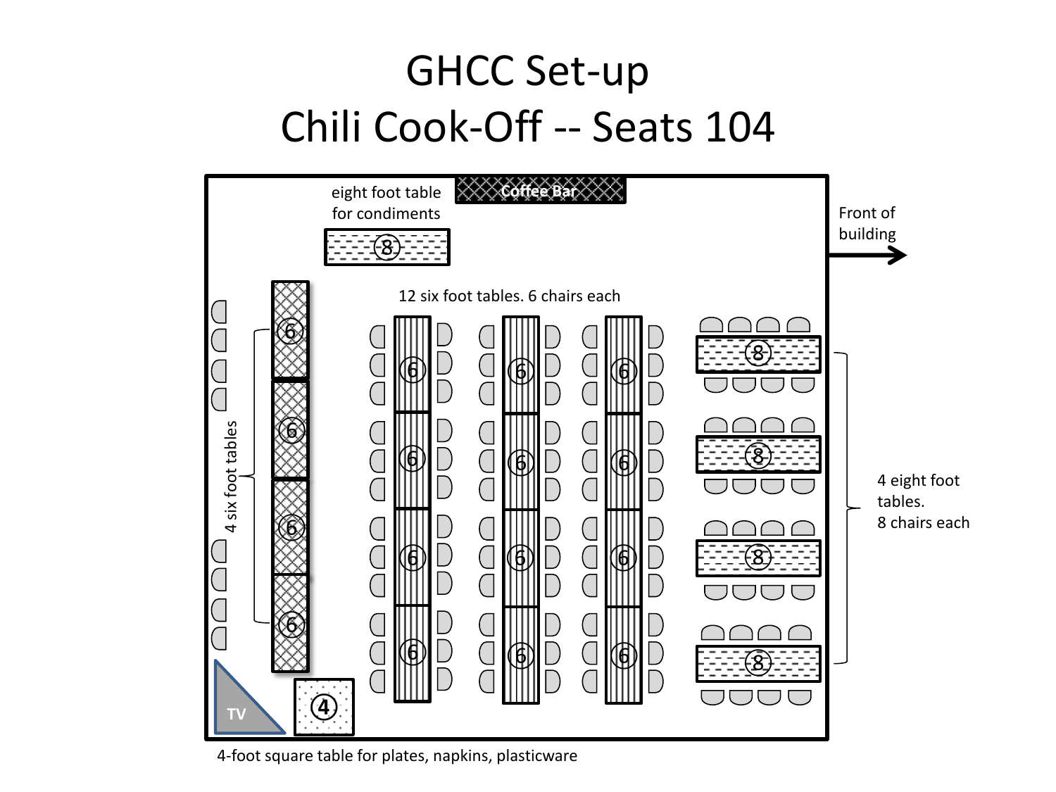# GHCC Set-up

# Chili Cook-Off -- Seats 104

eight foot table for condiments

Coffee Bar

Front of building

12 six foot tables. 6 chairs each

4 six foot tables

4 eight foot tables. 8 chairs each

TV

4-foot square table for plates, napkins, plasticware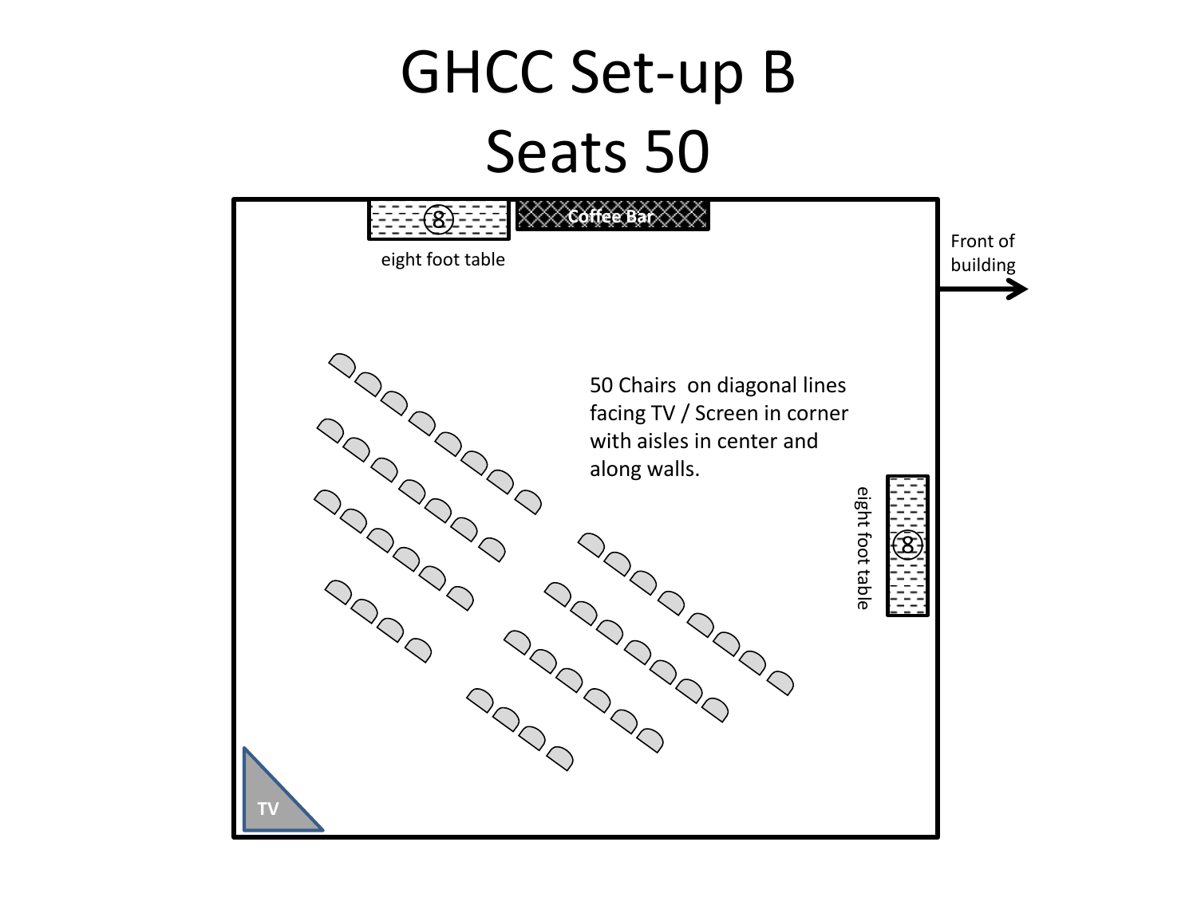# GHCC Set-up B

# Seats 50

8

Coffee Bar

eight foot table

Front of building

50 Chairs on diagonal lines facing TV / Screen in corner with aisles in center and along walls.

eight foot table

8

TV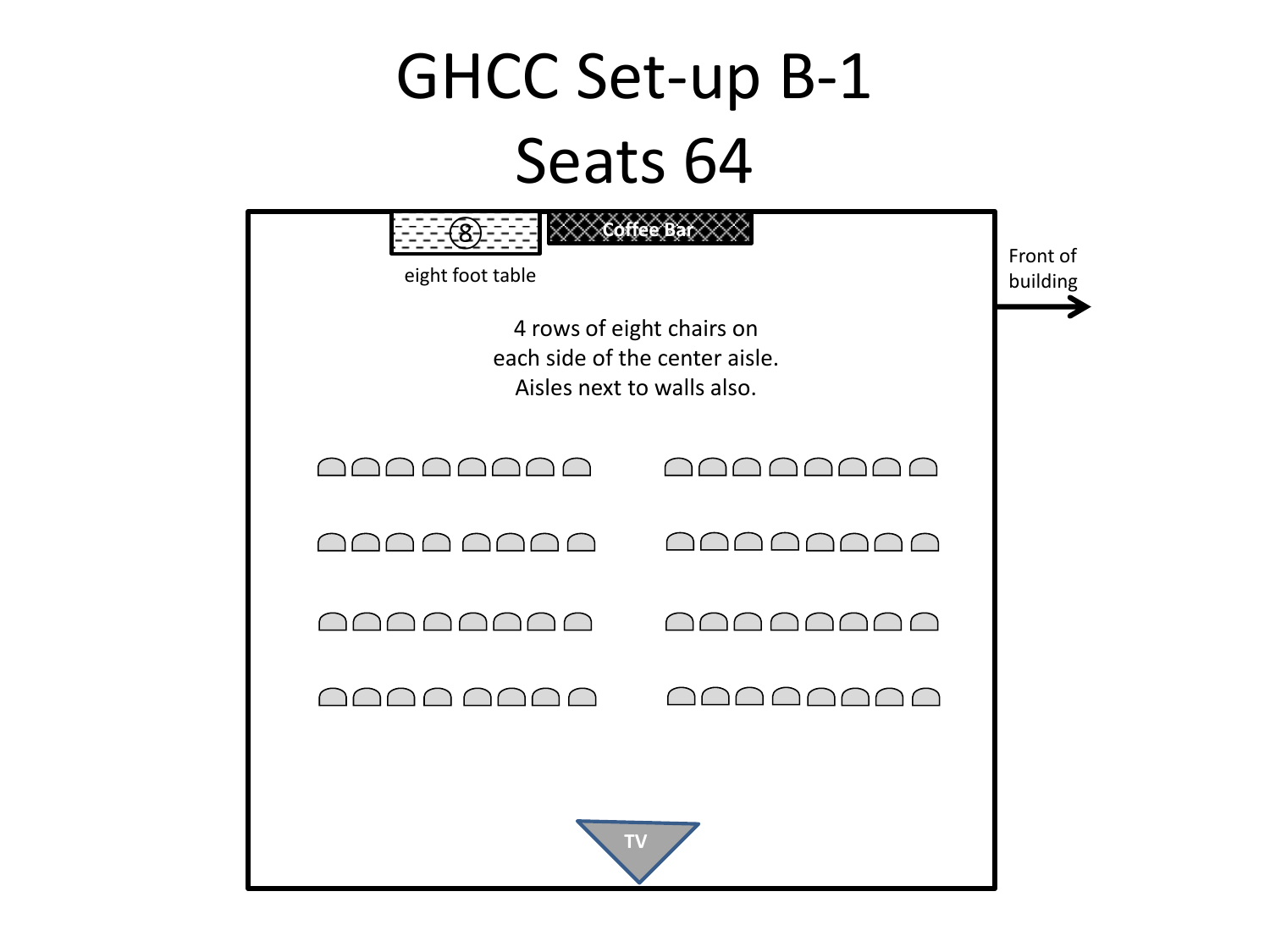# GHCC Set-up B-1

# Seats 64

8

eight foot table

Coffee Bar

Front of building

4 rows of eight chairs on each side of the center aisle. Aisles next to walls also.

TV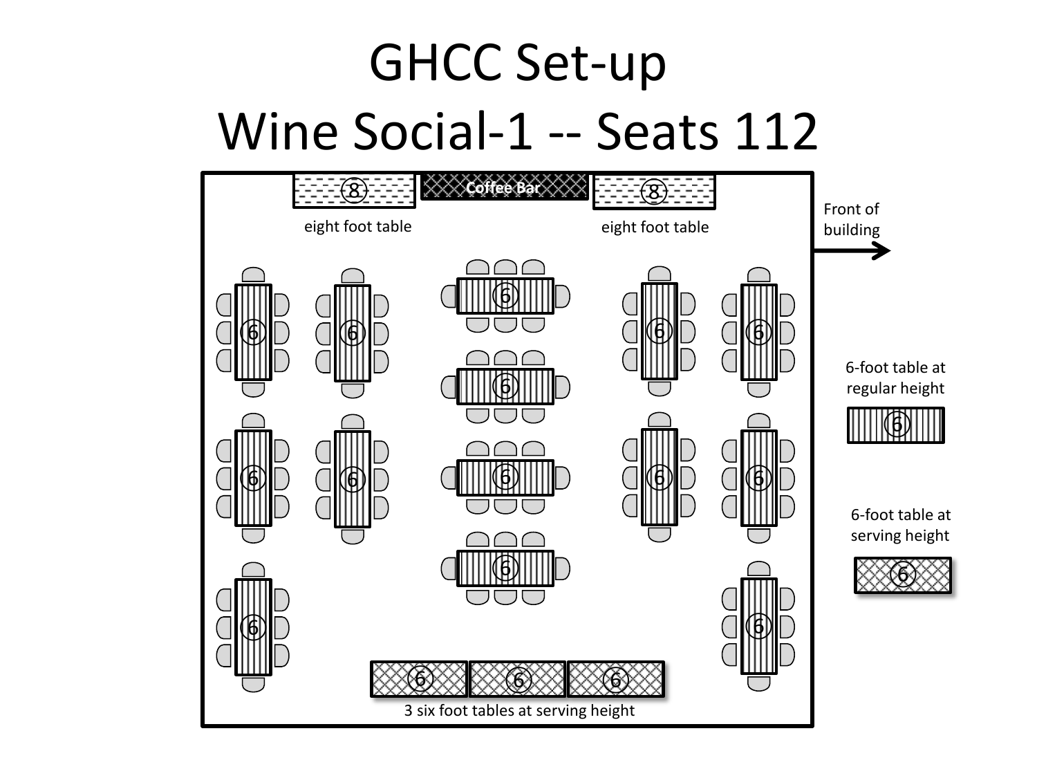# GHCC Set-up

# Wine Social-1 -- Seats 112

8 — eight foot table

Coffee Bar

8 — eight foot table

Front of building →

6-foot table at regular height

6-foot table at serving height

3 six foot tables at serving height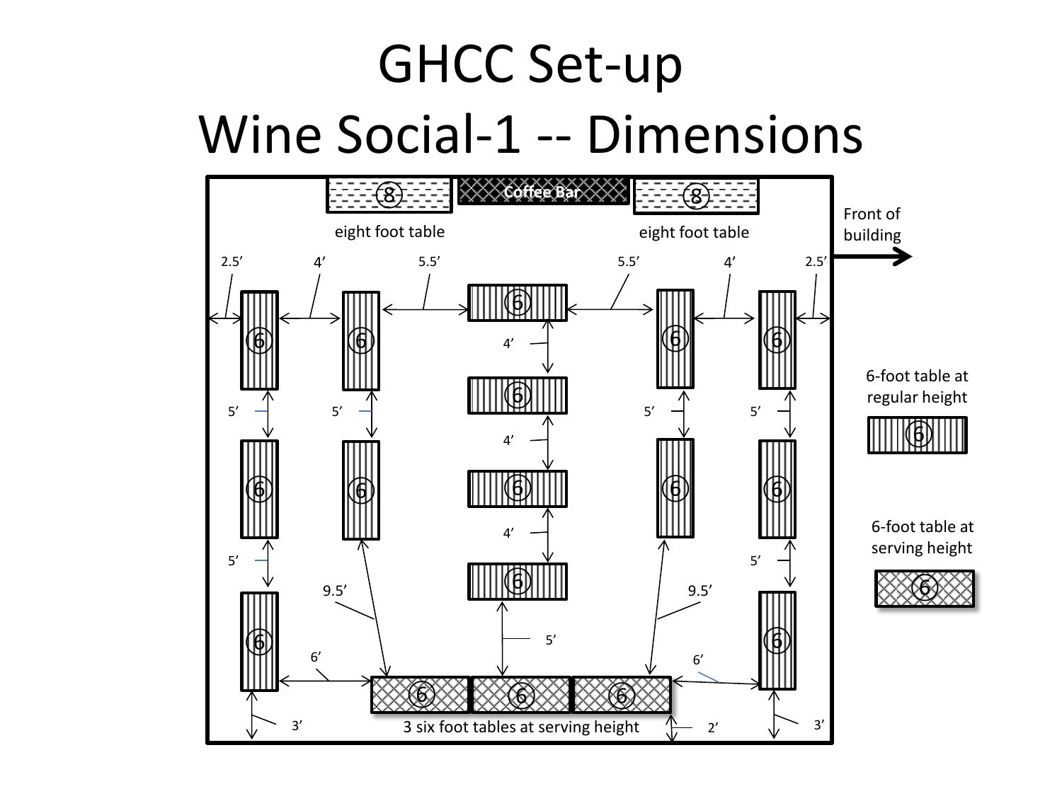# GHCC Set-up

# Wine Social-1 -- Dimensions

8 | Coffee Bar | 8

eight foot table

eight foot table

Front of building

2.5’ 4’ 5.5’ 5.5’ 4’ 2.5’

4’ 4’ 4’

5’ 5’ 5’ 5’

5’ 5’

9.5’ 9.5’

5’

6’ 6’

3’ 2’ 3’

3 six foot tables at serving height

6-foot table at regular height

6-foot table at serving height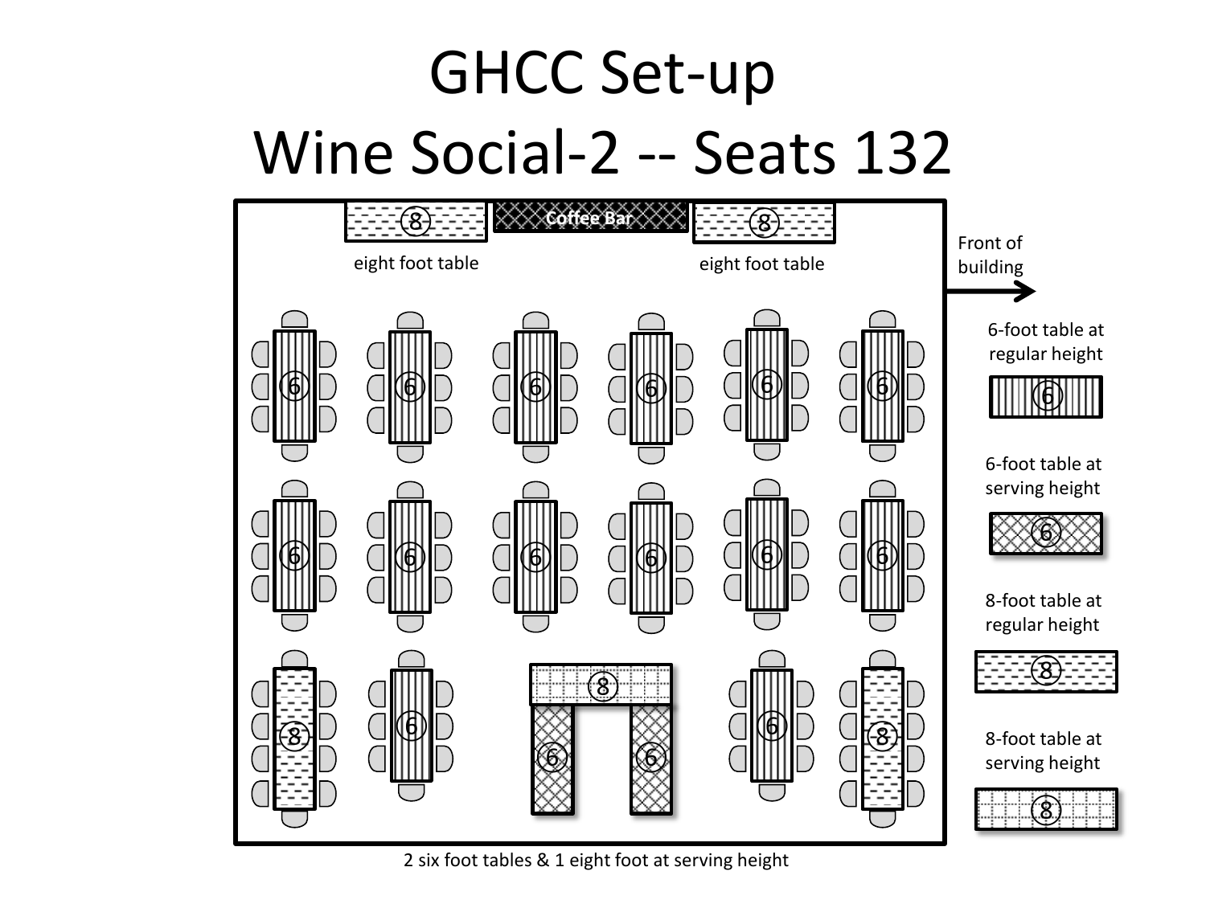# GHCC Set-up

# Wine Social-2 -- Seats 132

Coffee Bar

eight foot table

eight foot table

Front of building

6-foot table at regular height

6-foot table at serving height

8-foot table at regular height

8-foot table at serving height

2 six foot tables & 1 eight foot at serving height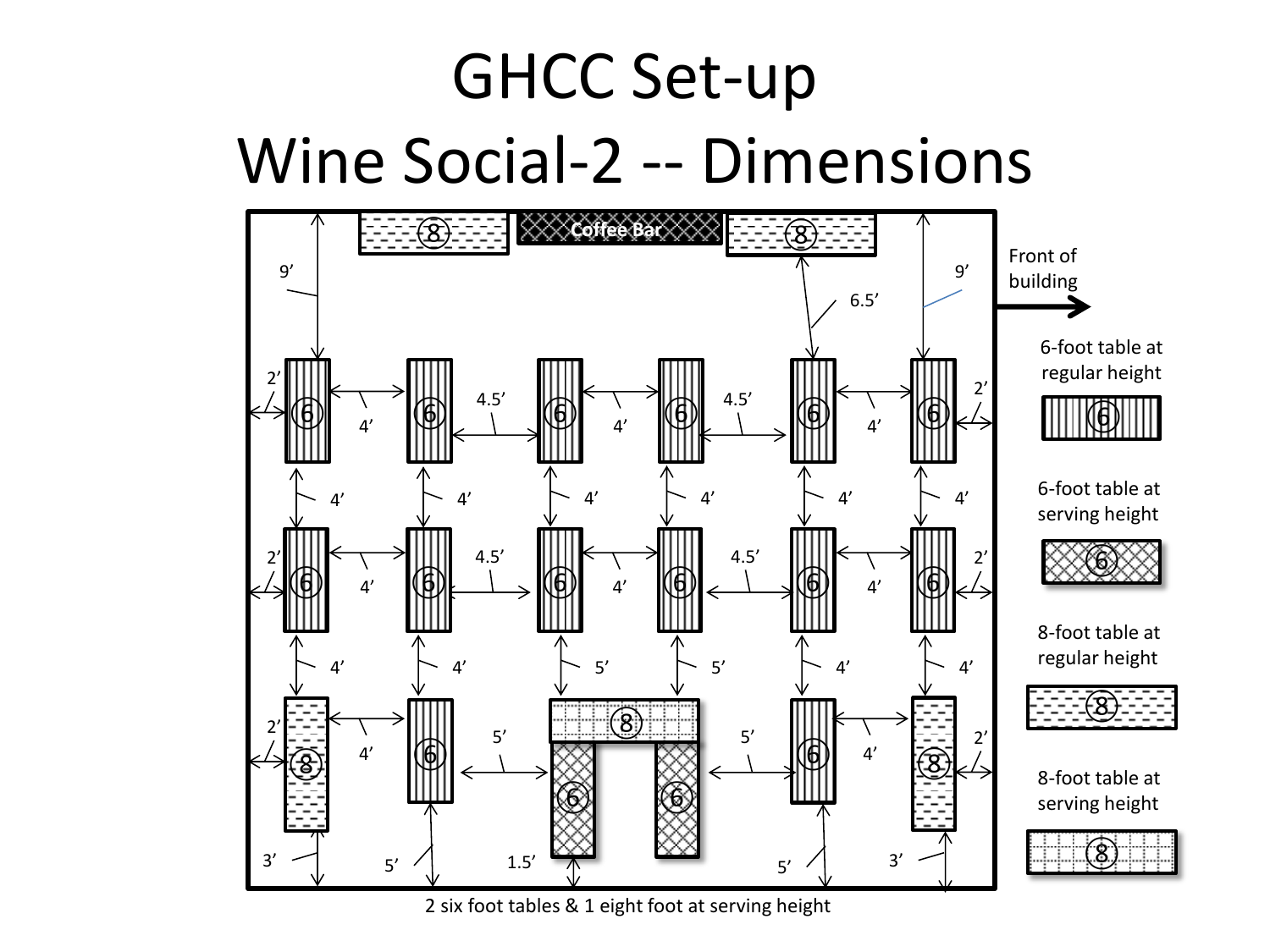# GHCC Set-up
# Wine Social-2 -- Dimensions

Coffee Bar

Front of building

6-foot table at regular height

6-foot table at serving height

8-foot table at regular height

8-foot table at serving height

9’ 9’ 6.5’

2’ 4’ 4.5’ 4’ 4.5’ 4’ 2’

4’ 4’ 4’ 4’ 4’ 4’

2’ 4’ 4.5’ 4’ 4.5’ 4’ 2’

4’ 4’ 5’ 5’ 4’ 4’

2’ 4’ 5’ 5’ 4’ 2’

3’ 5’ 1.5’ 5’ 3’

2 six foot tables & 1 eight foot at serving height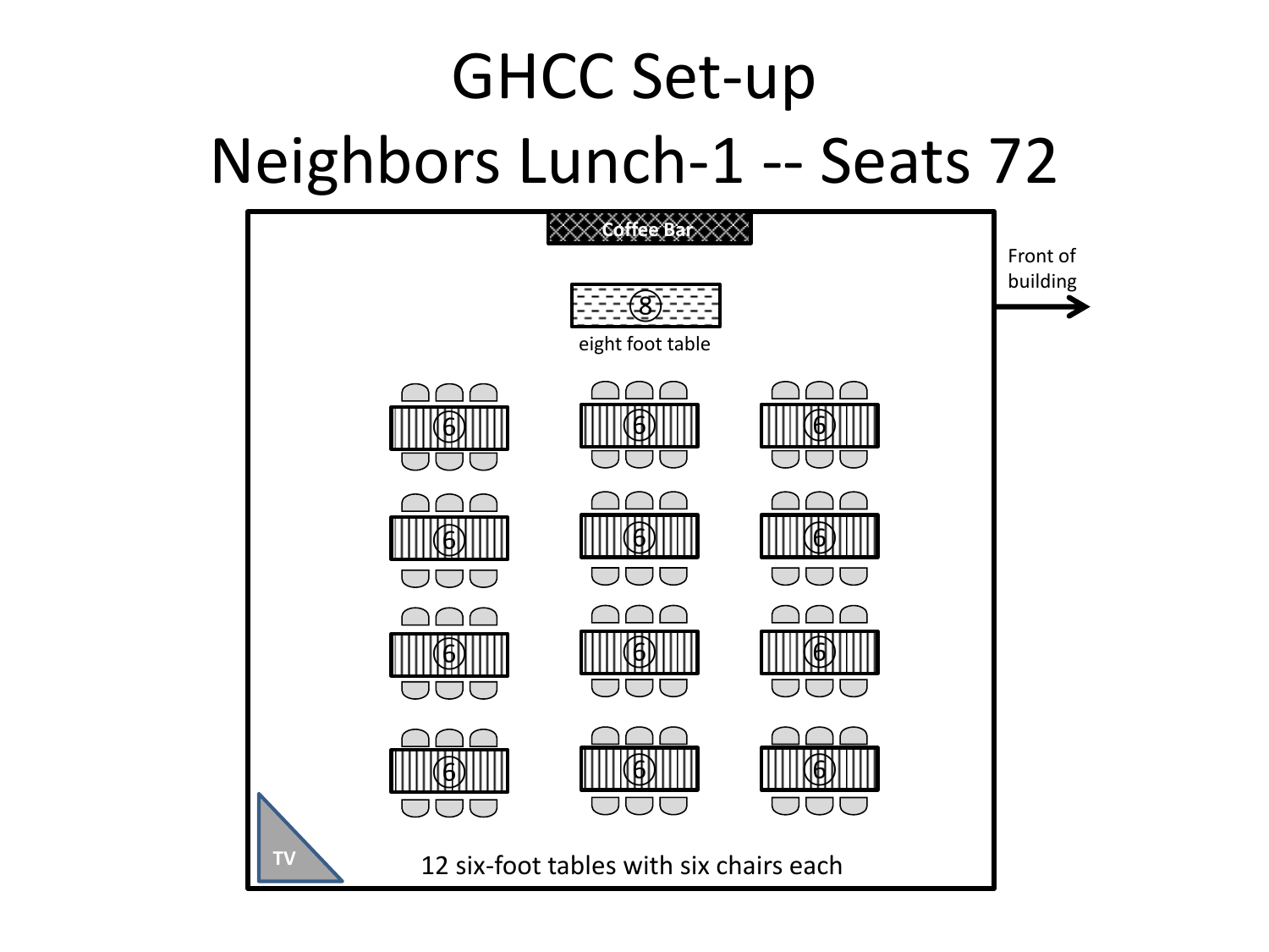# GHCC Set-up

# Neighbors Lunch-1 -- Seats 72

Coffee Bar

Front of building

8

eight foot table

6 6 6

6 6 6

6 6 6

6 6 6

TV

12 six-foot tables with six chairs each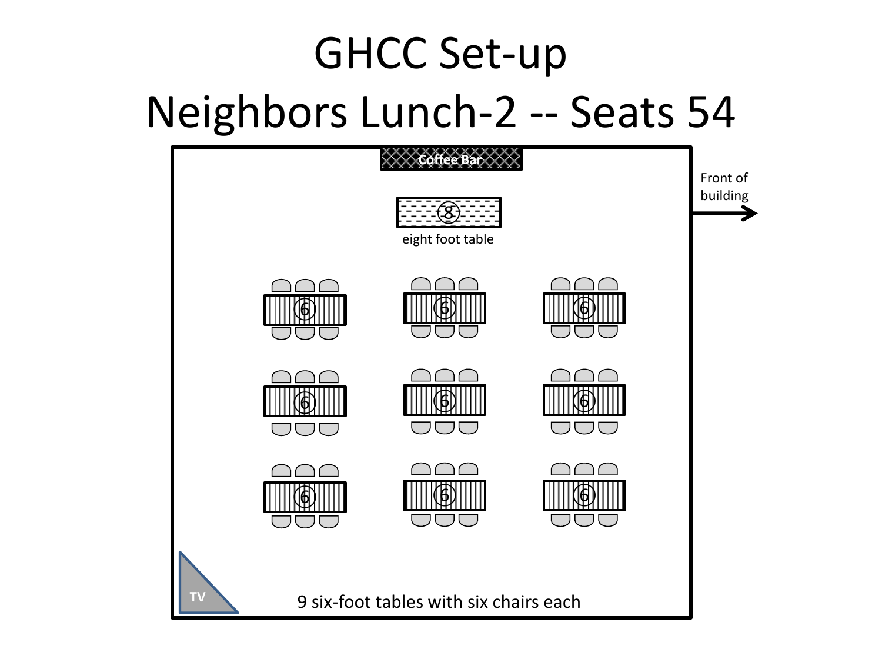# GHCC Set-up

# Neighbors Lunch-2 -- Seats 54

Coffee Bar

Front of building

8

eight foot table

6 6 6

6 6 6

6 6 6

TV

9 six-foot tables with six chairs each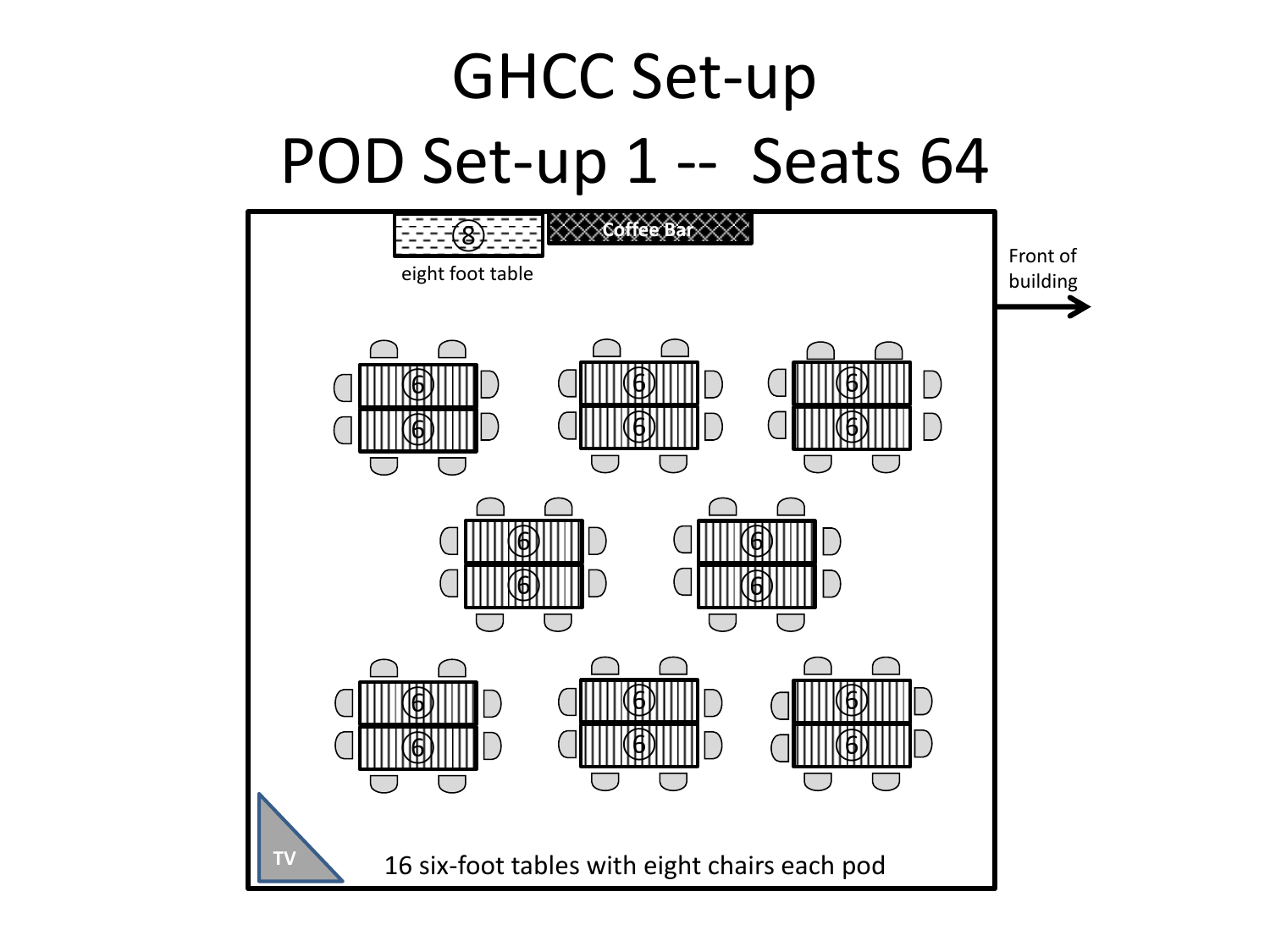# GHCC Set-up

## POD Set-up 1 -- Seats 64

8

eight foot table

Coffee Bar

Front of building

6 6 6
6 6 6

6 6
6 6

6 6 6
6 6 6

TV

16 six-foot tables with eight chairs each pod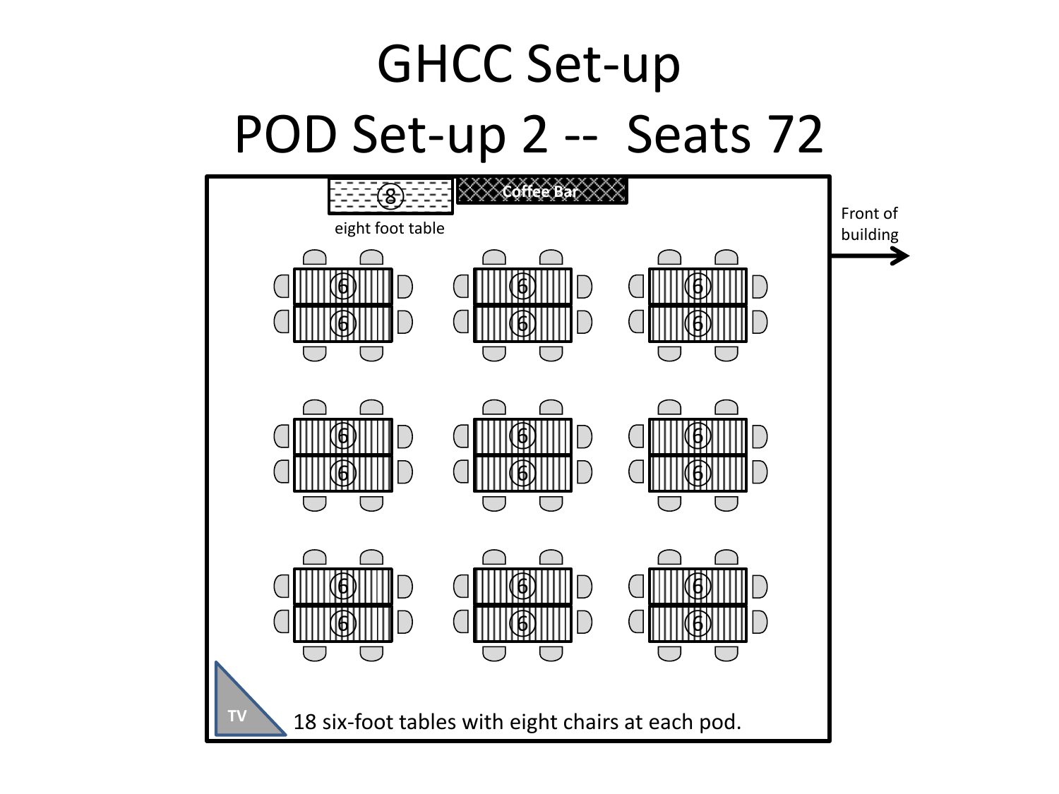# GHCC Set-up

# POD Set-up 2 -- Seats 72

8

eight foot table

Coffee Bar

Front of building

6 6 6
6 6 6

6 6 6
6 6 6

6 6 6
6 6 6

TV

18 six-foot tables with eight chairs at each pod.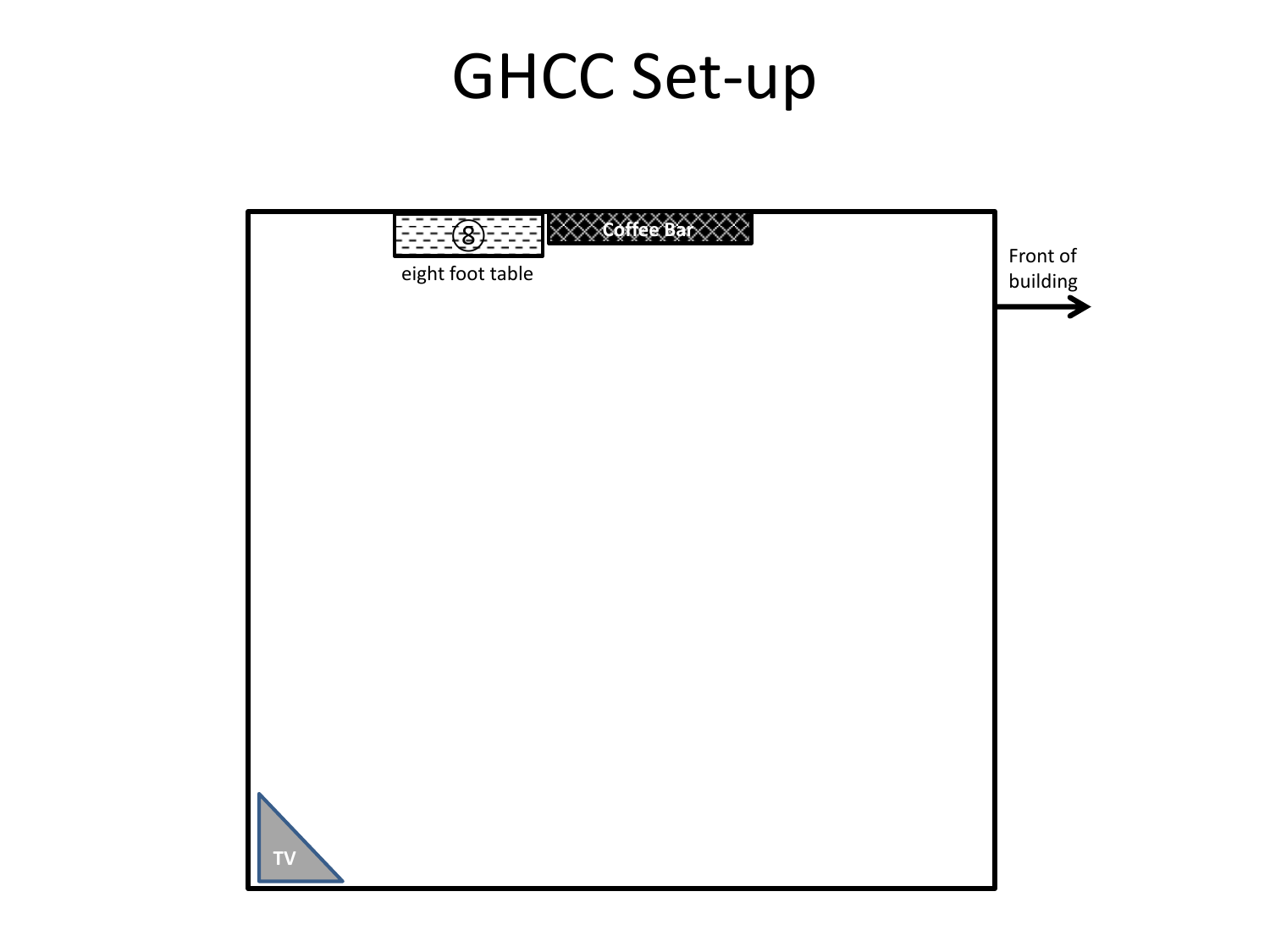# GHCC Set-up

8

Coffee Bar

eight foot table

Front of building

TV